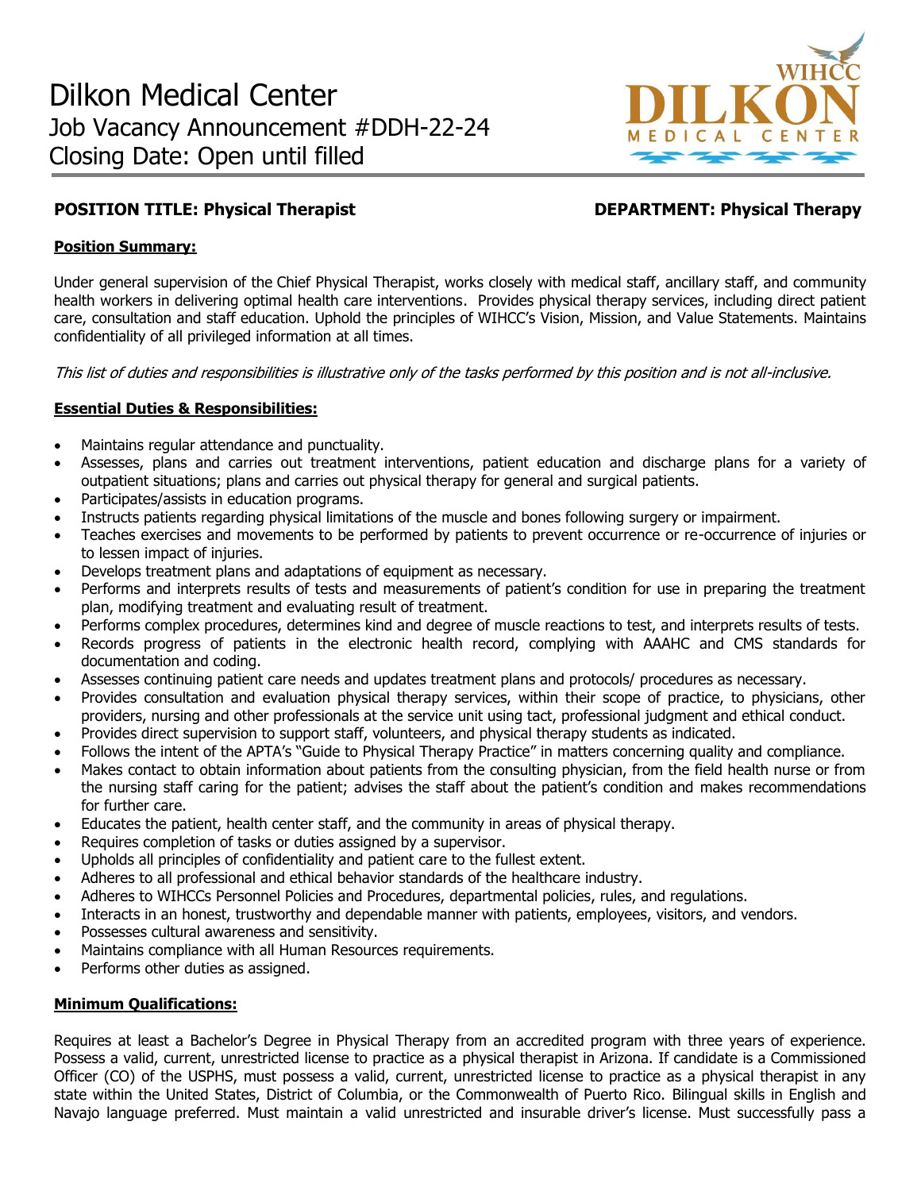# Dilkon Medical Center
## Job Vacancy Announcement #DDH-22-24
## Closing Date: Open until filled

**POSITION TITLE: Physical Therapist** **DEPARTMENT: Physical Therapy**

**Position Summary:**

Under general supervision of the Chief Physical Therapist, works closely with medical staff, ancillary staff, and community health workers in delivering optimal health care interventions. Provides physical therapy services, including direct patient care, consultation and staff education. Uphold the principles of WIHCC's Vision, Mission, and Value Statements. Maintains confidentiality of all privileged information at all times.

*This list of duties and responsibilities is illustrative only of the tasks performed by this position and is not all-inclusive.*

**Essential Duties & Responsibilities:**

- Maintains regular attendance and punctuality.
- Assesses, plans and carries out treatment interventions, patient education and discharge plans for a variety of outpatient situations; plans and carries out physical therapy for general and surgical patients.
- Participates/assists in education programs.
- Instructs patients regarding physical limitations of the muscle and bones following surgery or impairment.
- Teaches exercises and movements to be performed by patients to prevent occurrence or re-occurrence of injuries or to lessen impact of injuries.
- Develops treatment plans and adaptations of equipment as necessary.
- Performs and interprets results of tests and measurements of patient's condition for use in preparing the treatment plan, modifying treatment and evaluating result of treatment.
- Performs complex procedures, determines kind and degree of muscle reactions to test, and interprets results of tests.
- Records progress of patients in the electronic health record, complying with AAAHC and CMS standards for documentation and coding.
- Assesses continuing patient care needs and updates treatment plans and protocols/ procedures as necessary.
- Provides consultation and evaluation physical therapy services, within their scope of practice, to physicians, other providers, nursing and other professionals at the service unit using tact, professional judgment and ethical conduct.
- Provides direct supervision to support staff, volunteers, and physical therapy students as indicated.
- Follows the intent of the APTA's "Guide to Physical Therapy Practice" in matters concerning quality and compliance.
- Makes contact to obtain information about patients from the consulting physician, from the field health nurse or from the nursing staff caring for the patient; advises the staff about the patient's condition and makes recommendations for further care.
- Educates the patient, health center staff, and the community in areas of physical therapy.
- Requires completion of tasks or duties assigned by a supervisor.
- Upholds all principles of confidentiality and patient care to the fullest extent.
- Adheres to all professional and ethical behavior standards of the healthcare industry.
- Adheres to WIHCCs Personnel Policies and Procedures, departmental policies, rules, and regulations.
- Interacts in an honest, trustworthy and dependable manner with patients, employees, visitors, and vendors.
- Possesses cultural awareness and sensitivity.
- Maintains compliance with all Human Resources requirements.
- Performs other duties as assigned.

**Minimum Qualifications:**

Requires at least a Bachelor's Degree in Physical Therapy from an accredited program with three years of experience. Possess a valid, current, unrestricted license to practice as a physical therapist in Arizona. If candidate is a Commissioned Officer (CO) of the USPHS, must possess a valid, current, unrestricted license to practice as a physical therapist in any state within the United States, District of Columbia, or the Commonwealth of Puerto Rico. Bilingual skills in English and Navajo language preferred. Must maintain a valid unrestricted and insurable driver's license. Must successfully pass a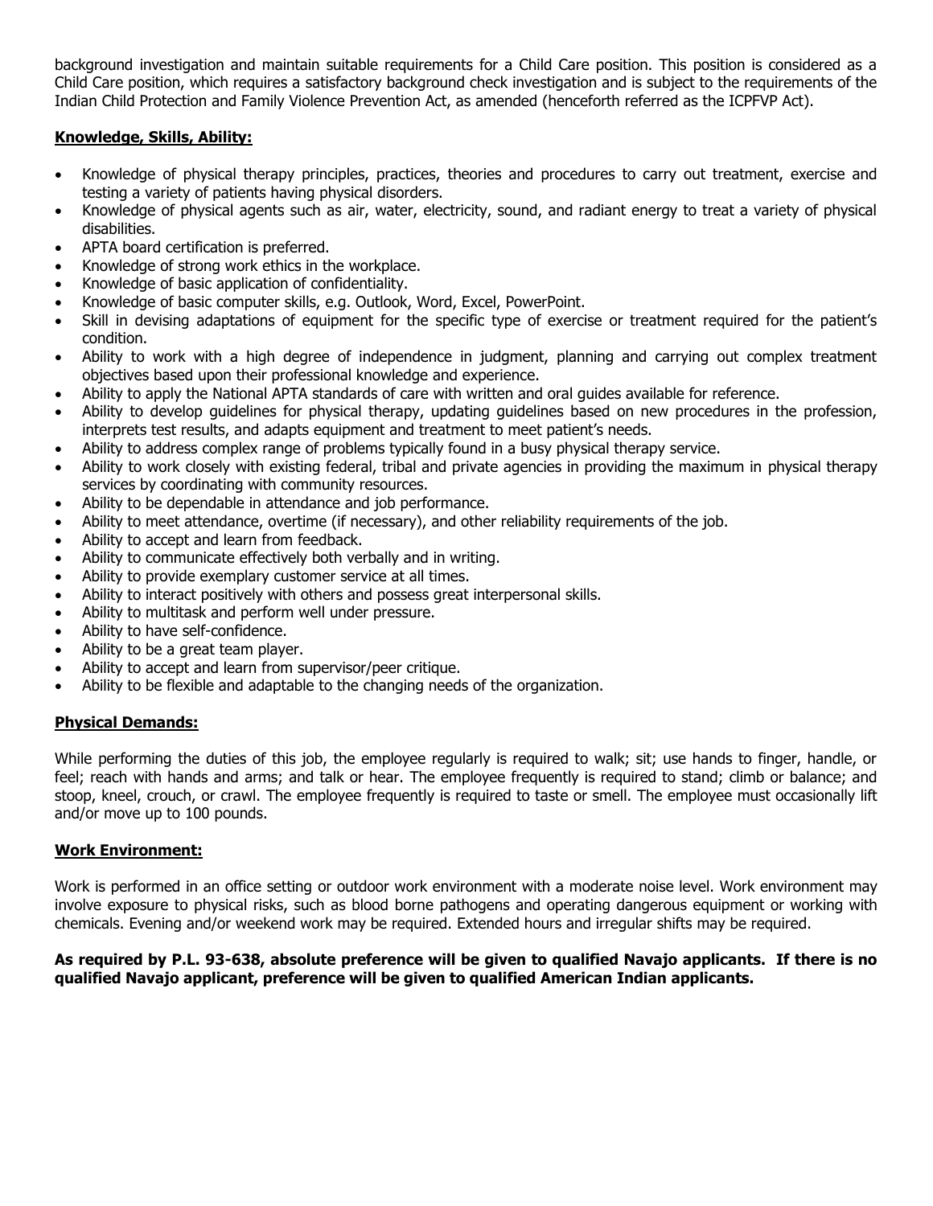background investigation and maintain suitable requirements for a Child Care position. This position is considered as a Child Care position, which requires a satisfactory background check investigation and is subject to the requirements of the Indian Child Protection and Family Violence Prevention Act, as amended (henceforth referred as the ICPFVP Act).

## Knowledge, Skills, Ability:

- Knowledge of physical therapy principles, practices, theories and procedures to carry out treatment, exercise and testing a variety of patients having physical disorders.
- Knowledge of physical agents such as air, water, electricity, sound, and radiant energy to treat a variety of physical disabilities.
- APTA board certification is preferred.
- Knowledge of strong work ethics in the workplace.
- Knowledge of basic application of confidentiality.
- Knowledge of basic computer skills, e.g. Outlook, Word, Excel, PowerPoint.
- Skill in devising adaptations of equipment for the specific type of exercise or treatment required for the patient's condition.
- Ability to work with a high degree of independence in judgment, planning and carrying out complex treatment objectives based upon their professional knowledge and experience.
- Ability to apply the National APTA standards of care with written and oral guides available for reference.
- Ability to develop guidelines for physical therapy, updating guidelines based on new procedures in the profession, interprets test results, and adapts equipment and treatment to meet patient's needs.
- Ability to address complex range of problems typically found in a busy physical therapy service.
- Ability to work closely with existing federal, tribal and private agencies in providing the maximum in physical therapy services by coordinating with community resources.
- Ability to be dependable in attendance and job performance.
- Ability to meet attendance, overtime (if necessary), and other reliability requirements of the job.
- Ability to accept and learn from feedback.
- Ability to communicate effectively both verbally and in writing.
- Ability to provide exemplary customer service at all times.
- Ability to interact positively with others and possess great interpersonal skills.
- Ability to multitask and perform well under pressure.
- Ability to have self-confidence.
- Ability to be a great team player.
- Ability to accept and learn from supervisor/peer critique.
- Ability to be flexible and adaptable to the changing needs of the organization.

## Physical Demands:

While performing the duties of this job, the employee regularly is required to walk; sit; use hands to finger, handle, or feel; reach with hands and arms; and talk or hear. The employee frequently is required to stand; climb or balance; and stoop, kneel, crouch, or crawl. The employee frequently is required to taste or smell. The employee must occasionally lift and/or move up to 100 pounds.

## Work Environment:

Work is performed in an office setting or outdoor work environment with a moderate noise level. Work environment may involve exposure to physical risks, such as blood borne pathogens and operating dangerous equipment or working with chemicals. Evening and/or weekend work may be required. Extended hours and irregular shifts may be required.

**As required by P.L. 93-638, absolute preference will be given to qualified Navajo applicants. If there is no qualified Navajo applicant, preference will be given to qualified American Indian applicants.**